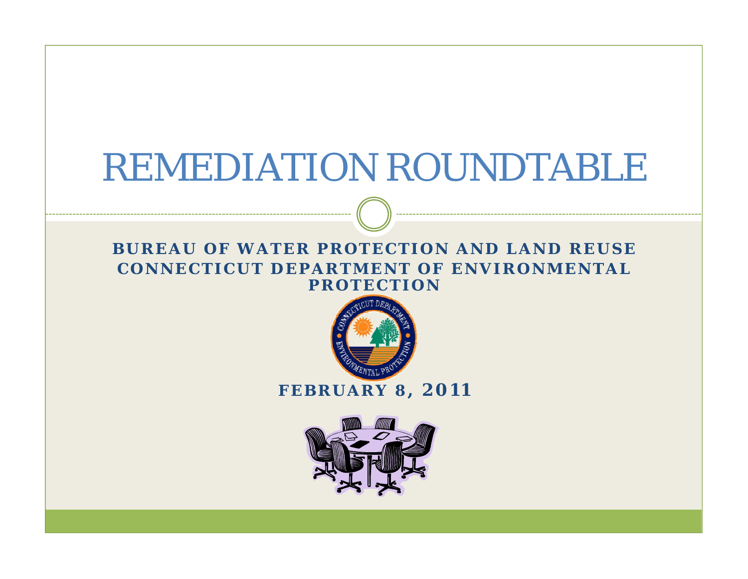# REMEDIATION ROUNDTABLE

**BUREAU OF WATER PROTECTION AND LAND REUSE**
**CONNECTICUT DEPARTMENT OF ENVIRONMENTAL PROTECTION**

**FEBRUARY 8, 2011**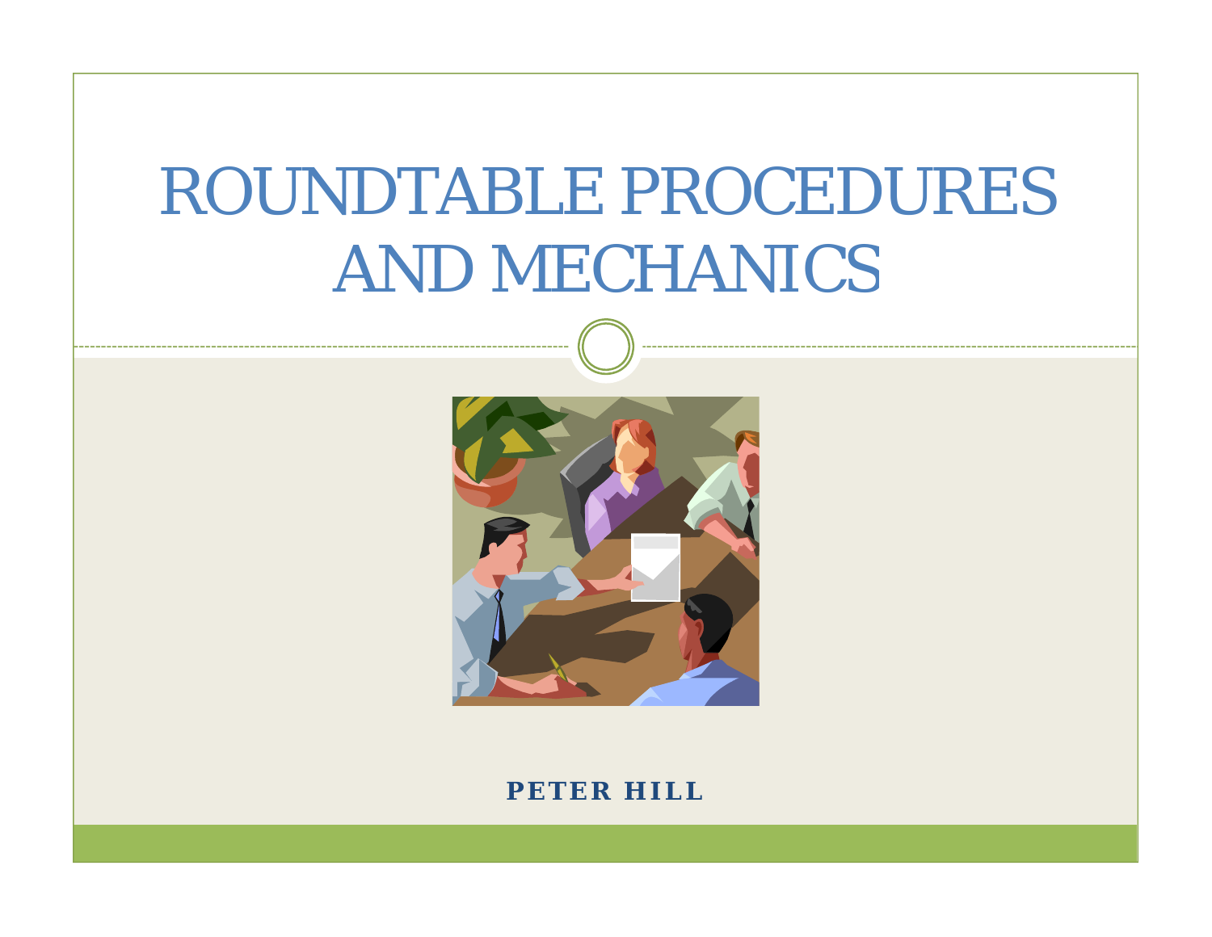# ROUNDTABLE PROCEDURES AND MECHANICS

**PETER HILL**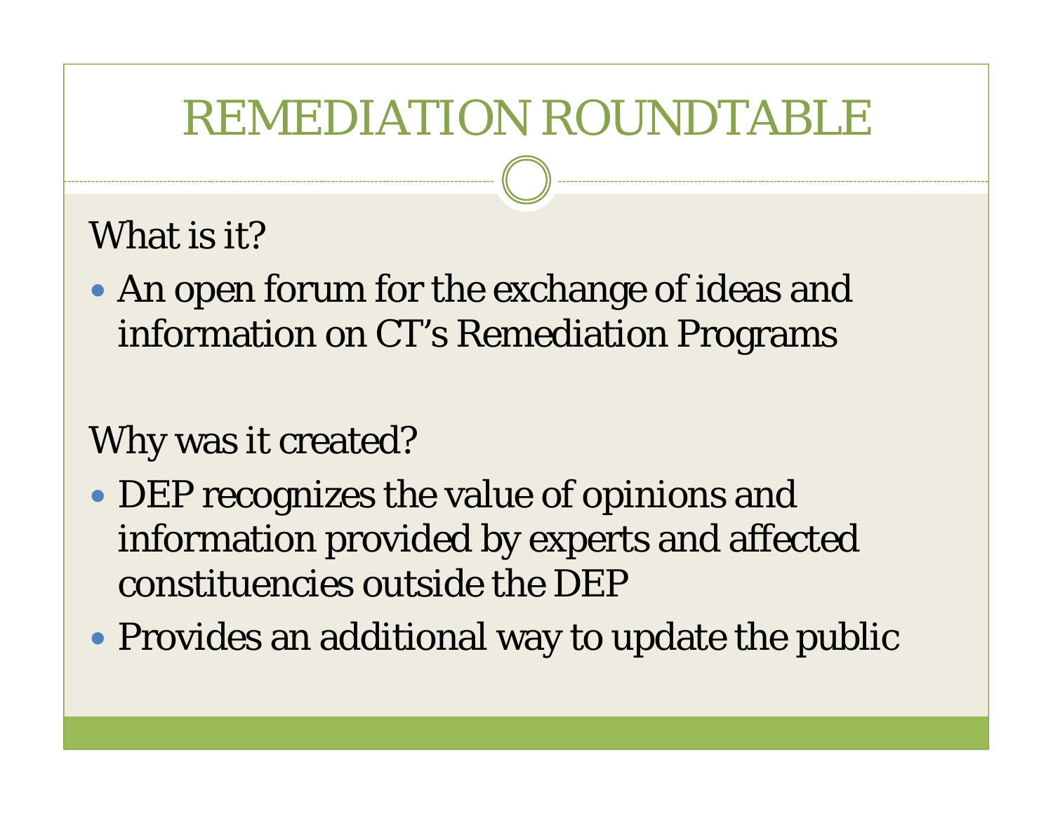# REMEDIATION ROUNDTABLE

What is it?

- An open forum for the exchange of ideas and information on CT's Remediation Programs

Why was it created?

- DEP recognizes the value of opinions and information provided by experts and affected constituencies outside the DEP
- Provides an additional way to update the public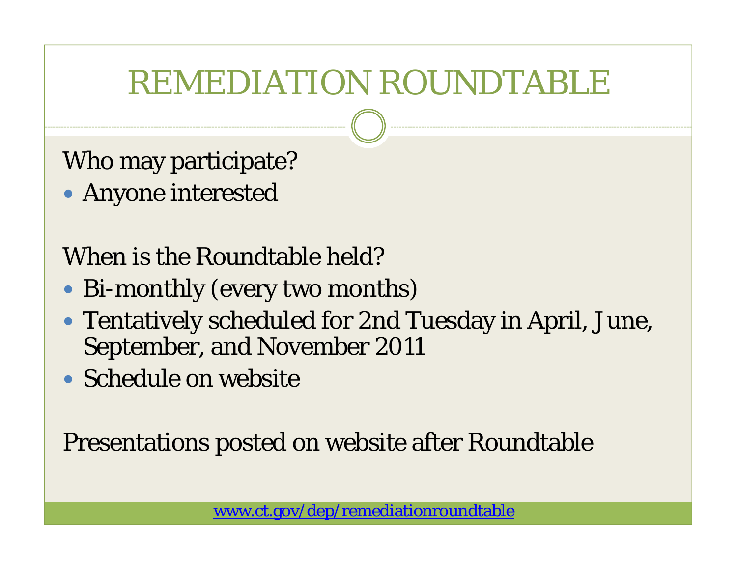# REMEDIATION ROUNDTABLE

Who may participate?

- Anyone interested

When is the Roundtable held?

- Bi-monthly (every two months)
- Tentatively scheduled for 2nd Tuesday in April, June, September, and November 2011
- Schedule on website

Presentations posted on website after Roundtable

www.ct.gov/dep/remediationroundtable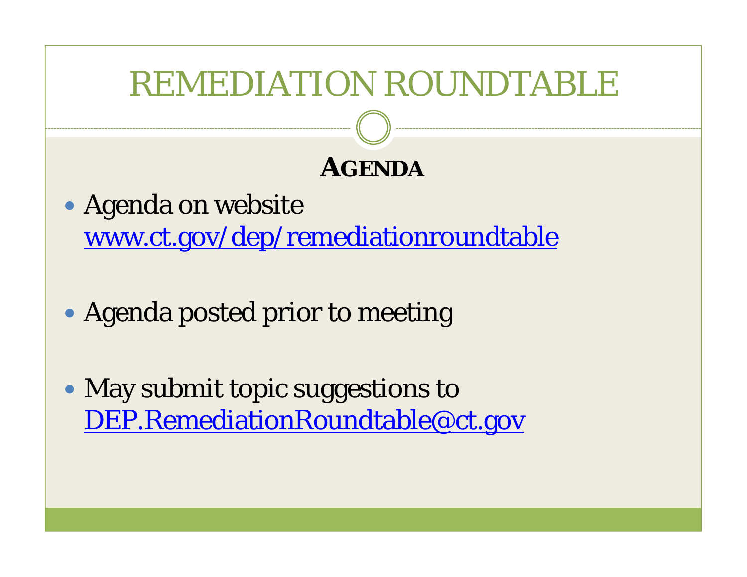# REMEDIATION ROUNDTABLE

## AGENDA

- Agenda on website
  www.ct.gov/dep/remediationroundtable

- Agenda posted prior to meeting

- May submit topic suggestions to
  DEP.RemediationRoundtable@ct.gov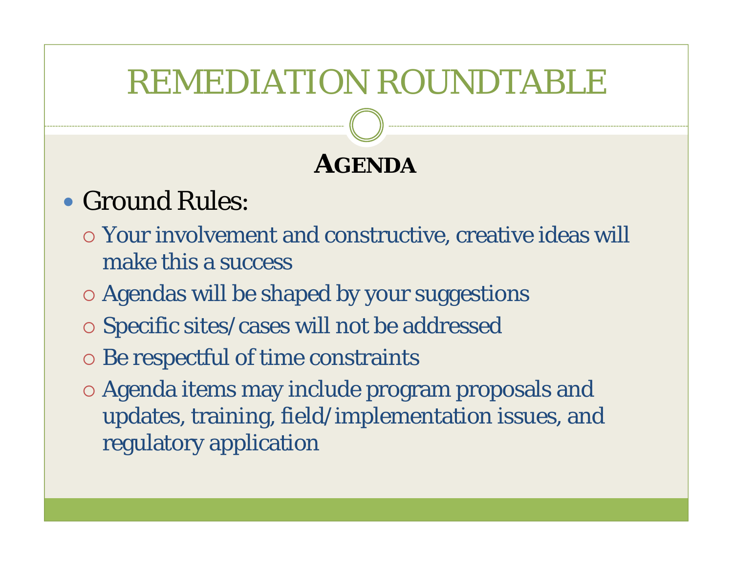# REMEDIATION ROUNDTABLE

## AGENDA

- Ground Rules:
  - Your involvement and constructive, creative ideas will make this a success
  - Agendas will be shaped by your suggestions
  - Specific sites/cases will not be addressed
  - Be respectful of time constraints
  - Agenda items may include program proposals and updates, training, field/implementation issues, and regulatory application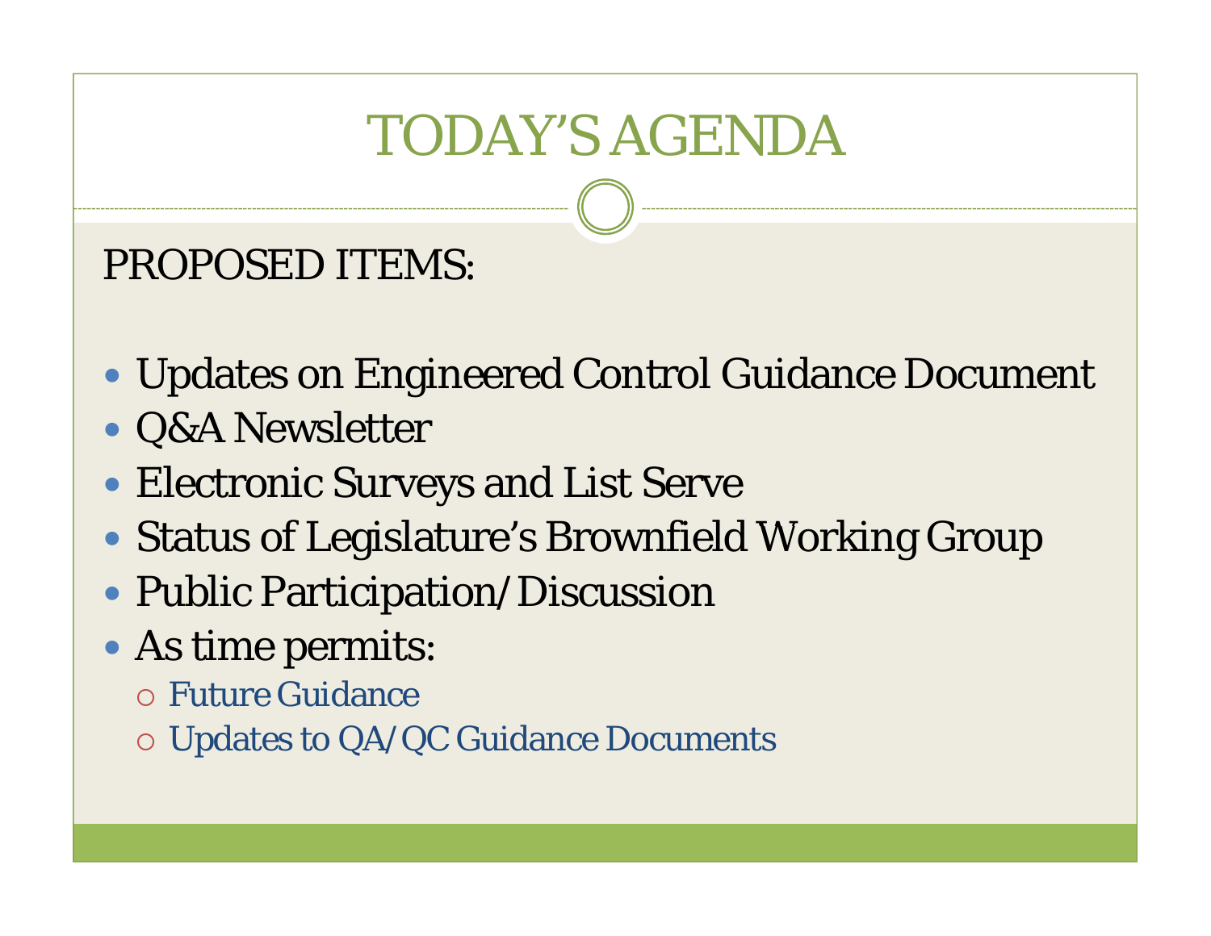# TODAY'S AGENDA

PROPOSED ITEMS:

- Updates on Engineered Control Guidance Document
- Q&A Newsletter
- Electronic Surveys and List Serve
- Status of Legislature's Brownfield Working Group
- Public Participation/Discussion
- As time permits:
  - Future Guidance
  - Updates to QA/QC Guidance Documents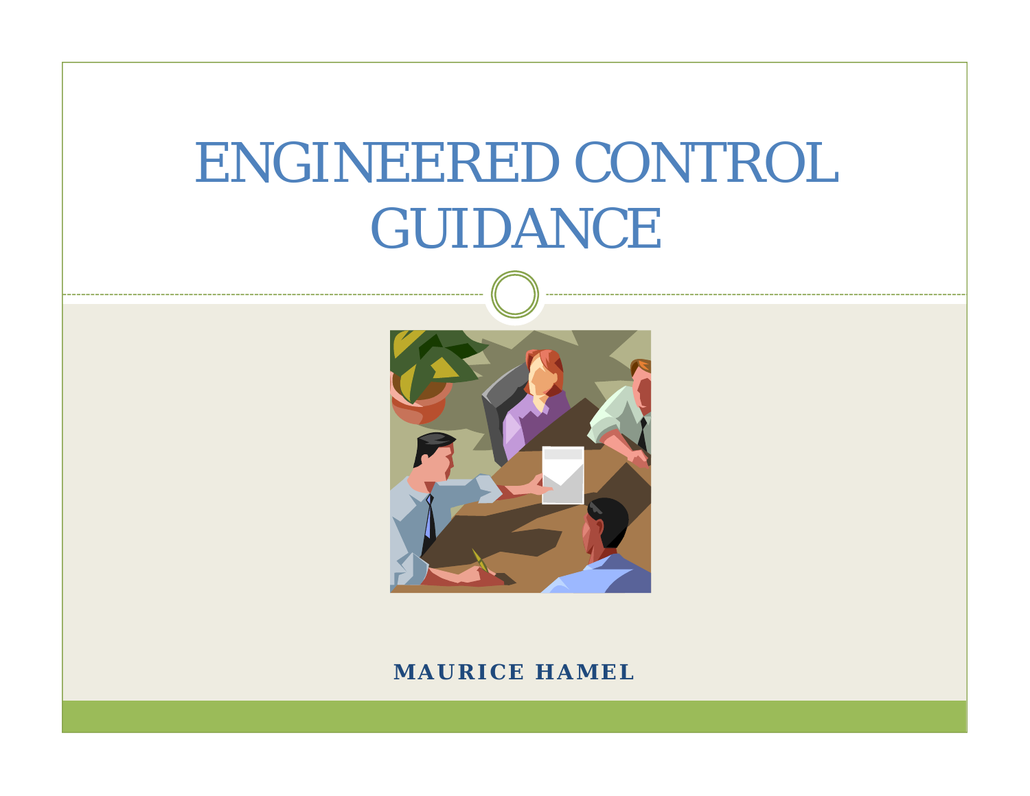# ENGINEERED CONTROL GUIDANCE

**MAURICE HAMEL**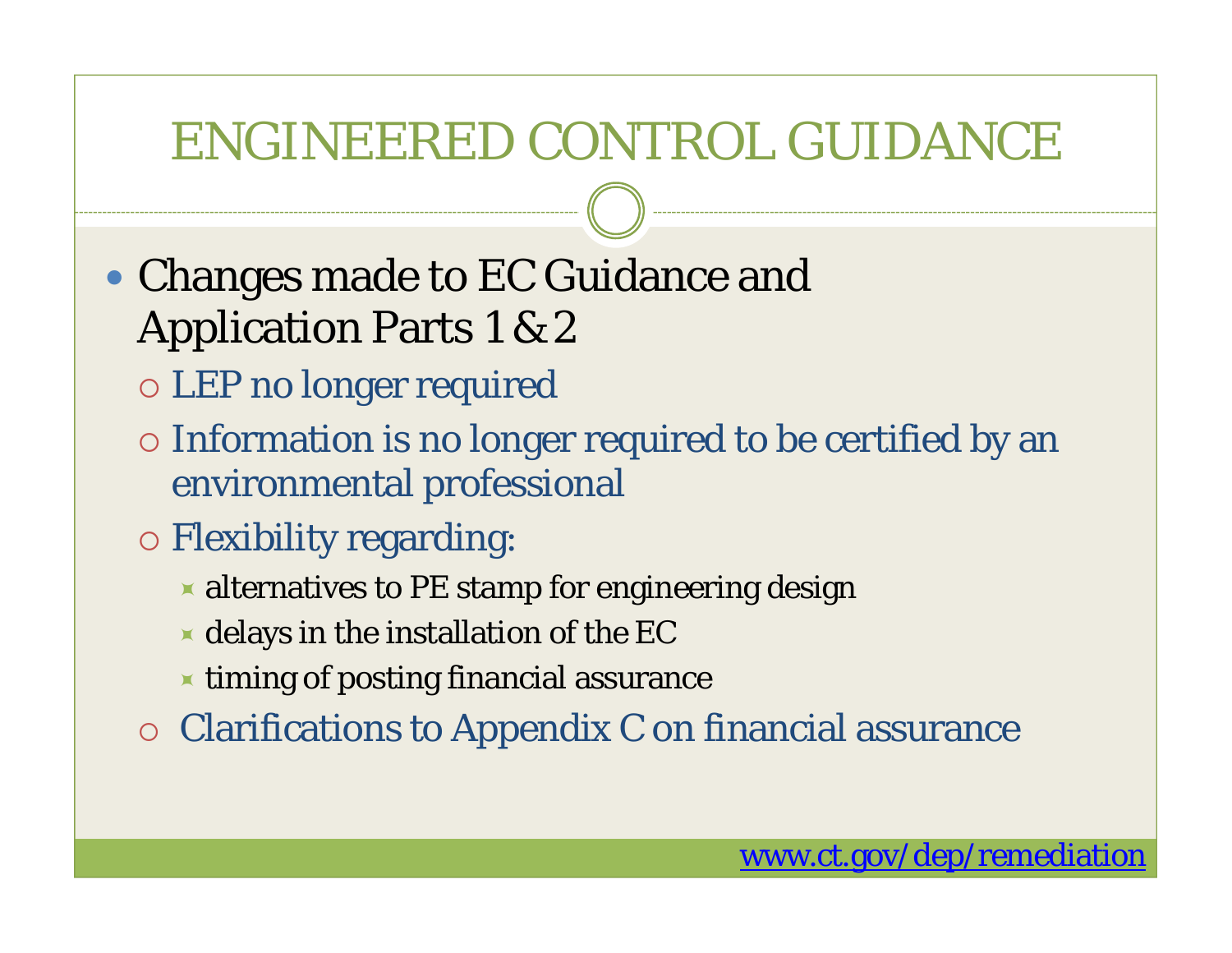# ENGINEERED CONTROL GUIDANCE

- Changes made to EC Guidance and Application Parts 1 & 2
  - LEP no longer required
  - Information is no longer required to be certified by an environmental professional
  - Flexibility regarding:
    - alternatives to PE stamp for engineering design
    - delays in the installation of the EC
    - timing of posting financial assurance
  - Clarifications to Appendix C on financial assurance

www.ct.gov/dep/remediation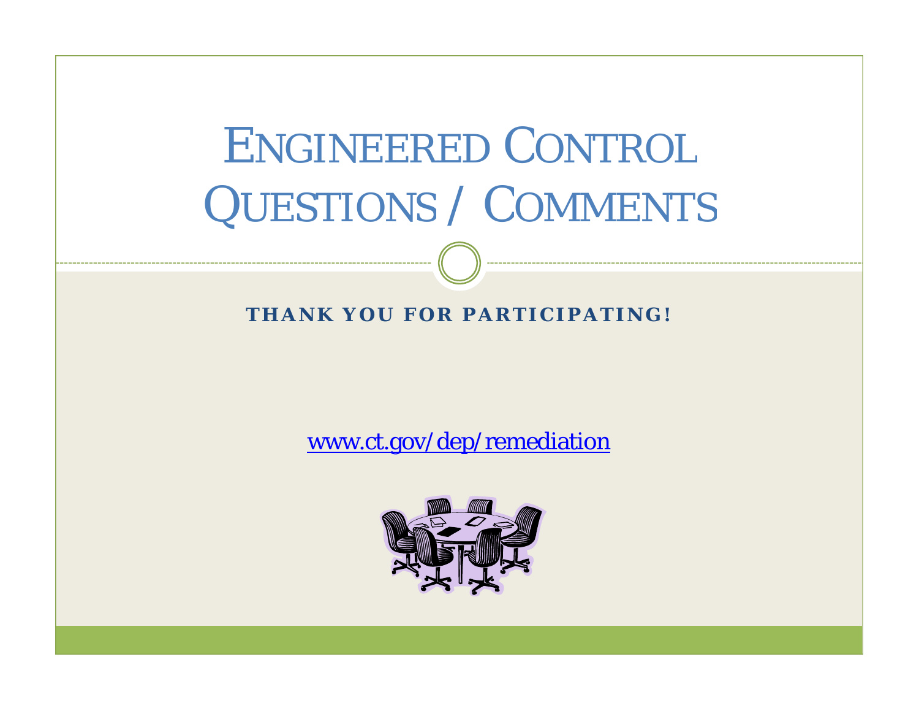# Engineered Control Questions / Comments

**THANK YOU FOR PARTICIPATING!**

[www.ct.gov/dep/remediation](http://www.ct.gov/dep/remediation)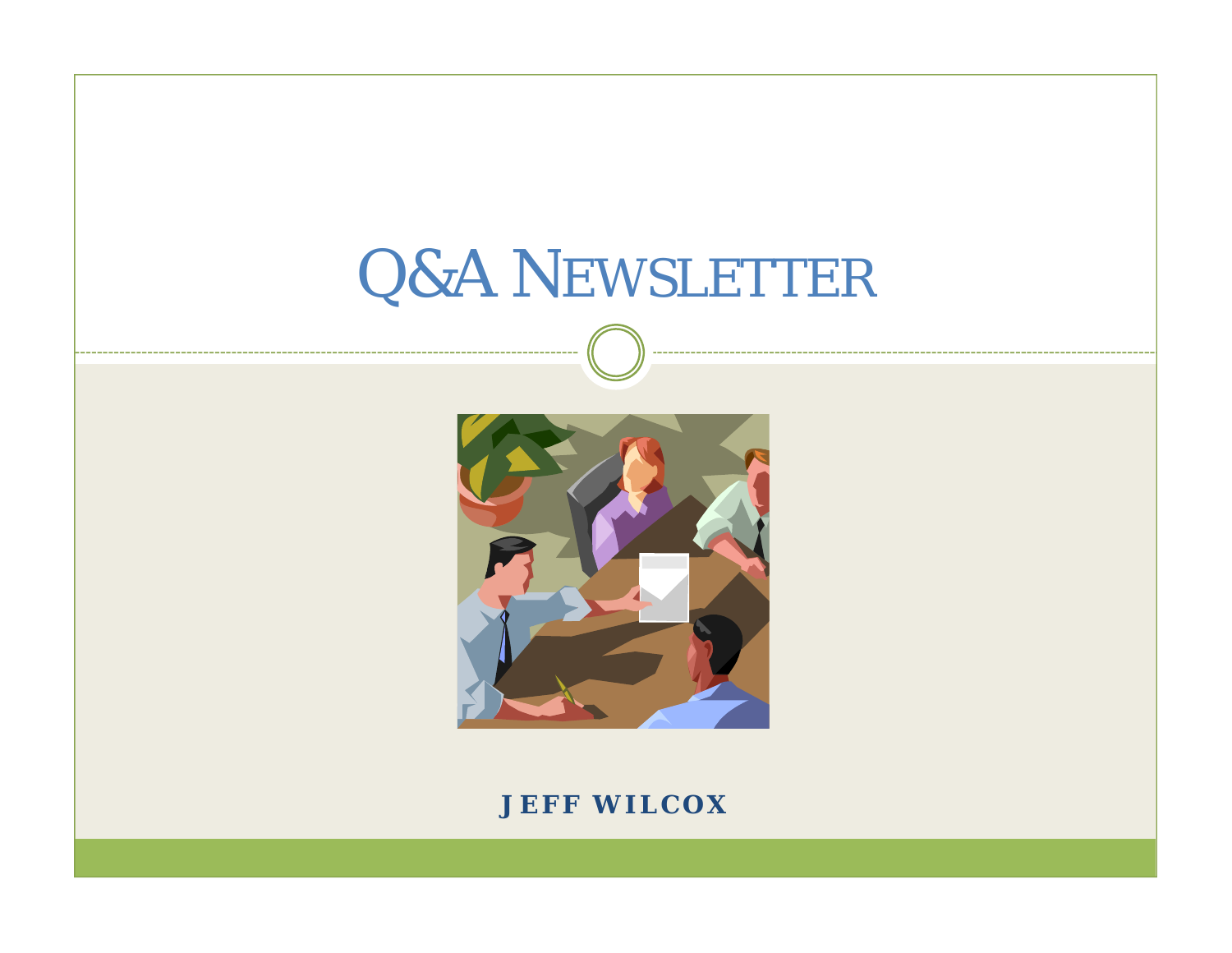# Q&A Newsletter

**JEFF WILCOX**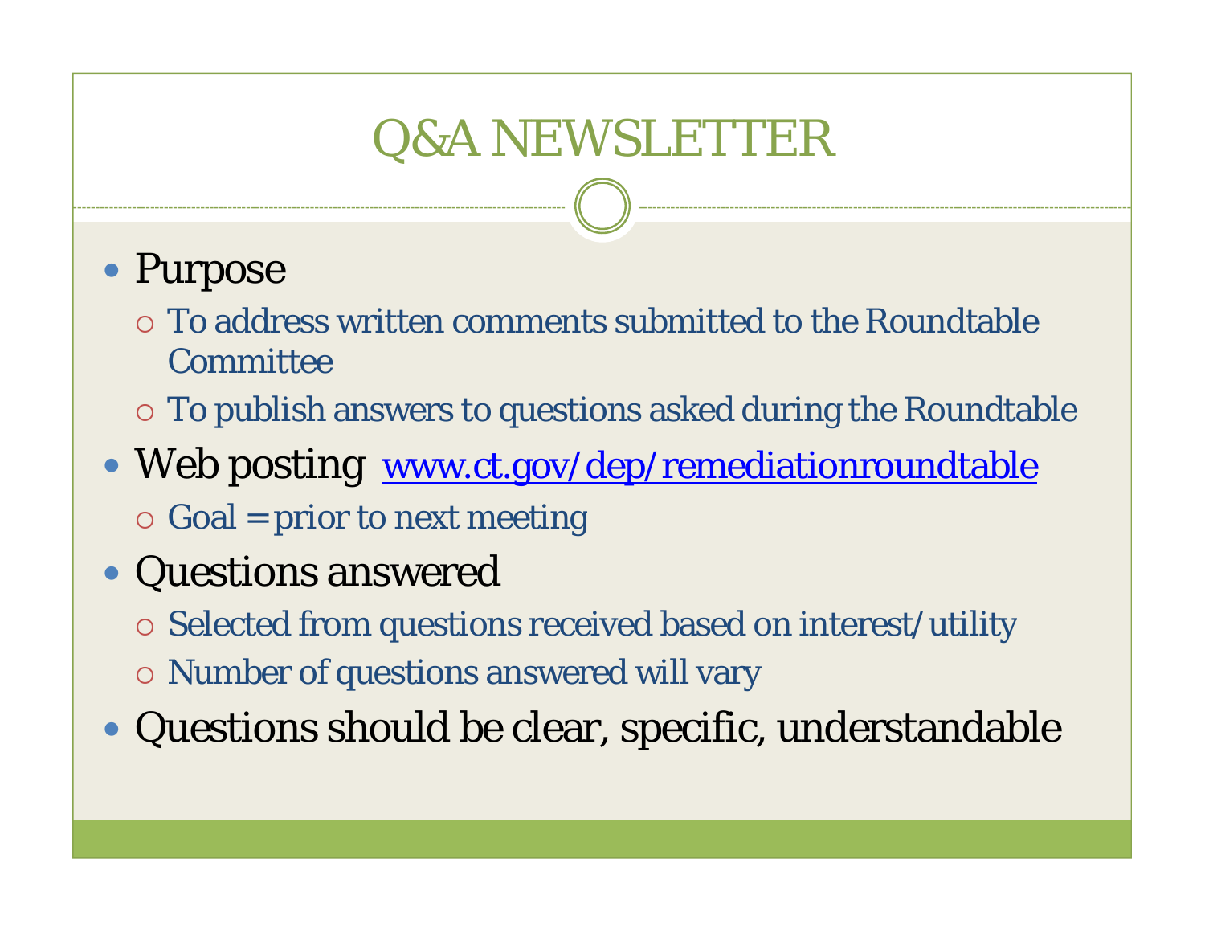# Q&A NEWSLETTER

- Purpose
  - To address written comments submitted to the Roundtable Committee
  - To publish answers to questions asked during the Roundtable
- Web posting [www.ct.gov/dep/remediationroundtable](http://www.ct.gov/dep/remediationroundtable)
  - Goal = prior to next meeting
- Questions answered
  - Selected from questions received based on interest/utility
  - Number of questions answered will vary
- Questions should be clear, specific, understandable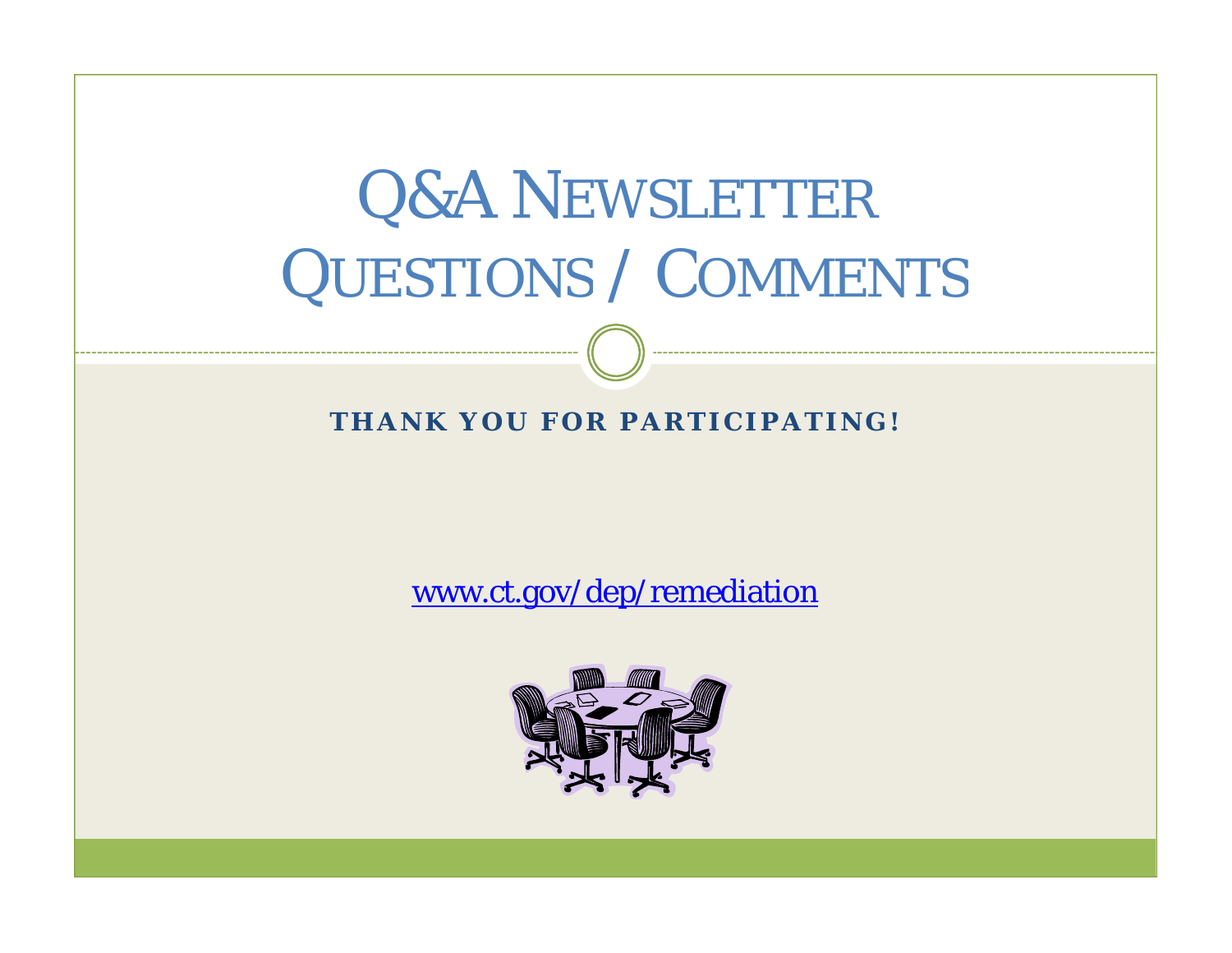# Q&A Newsletter Questions / Comments

**THANK YOU FOR PARTICIPATING!**

www.ct.gov/dep/remediation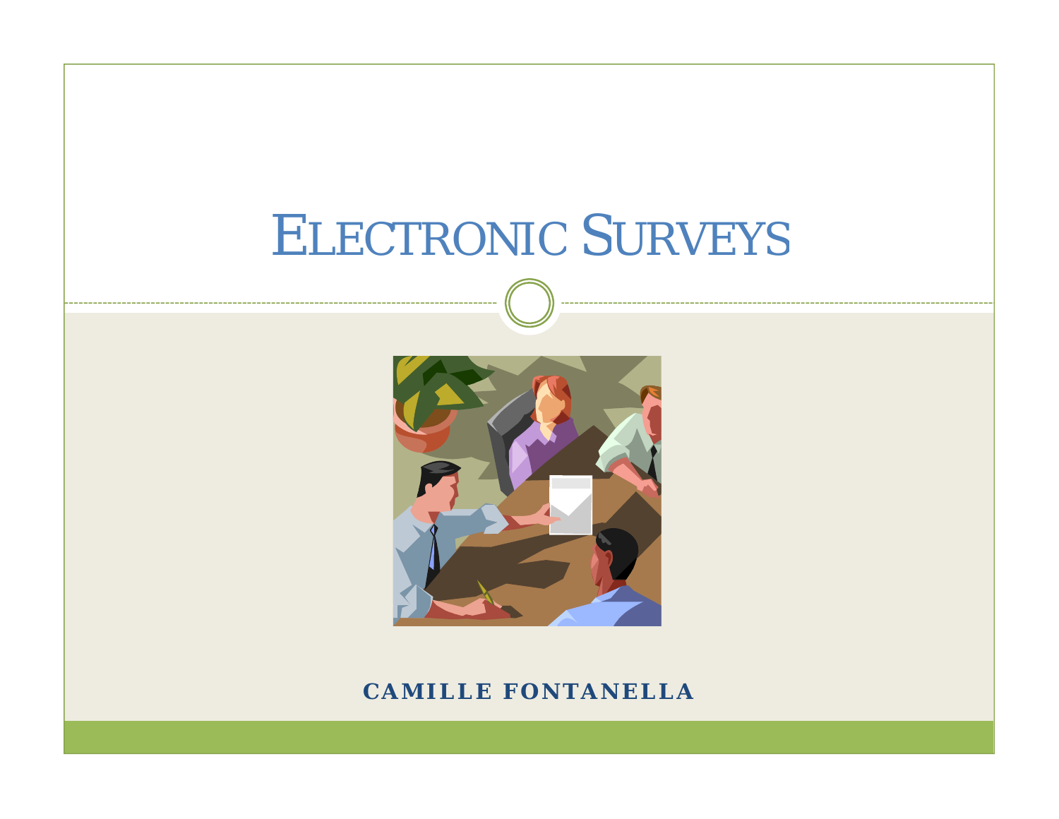# ELECTRONIC SURVEYS

**CAMILLE FONTANELLA**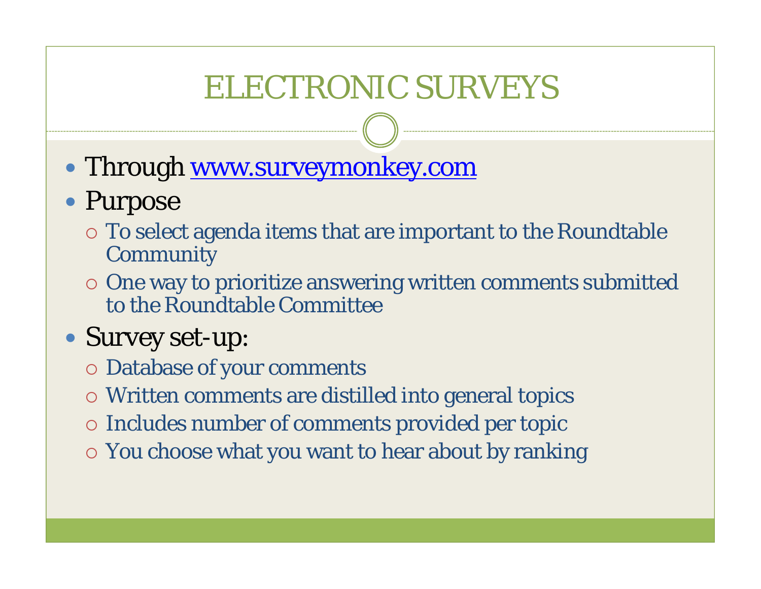# ELECTRONIC SURVEYS

- Through [www.surveymonkey.com](http://www.surveymonkey.com)
- Purpose
  - To select agenda items that are important to the Roundtable Community
  - One way to prioritize answering written comments submitted to the Roundtable Committee
- Survey set-up:
  - Database of your comments
  - Written comments are distilled into general topics
  - Includes number of comments provided per topic
  - You choose what you want to hear about by ranking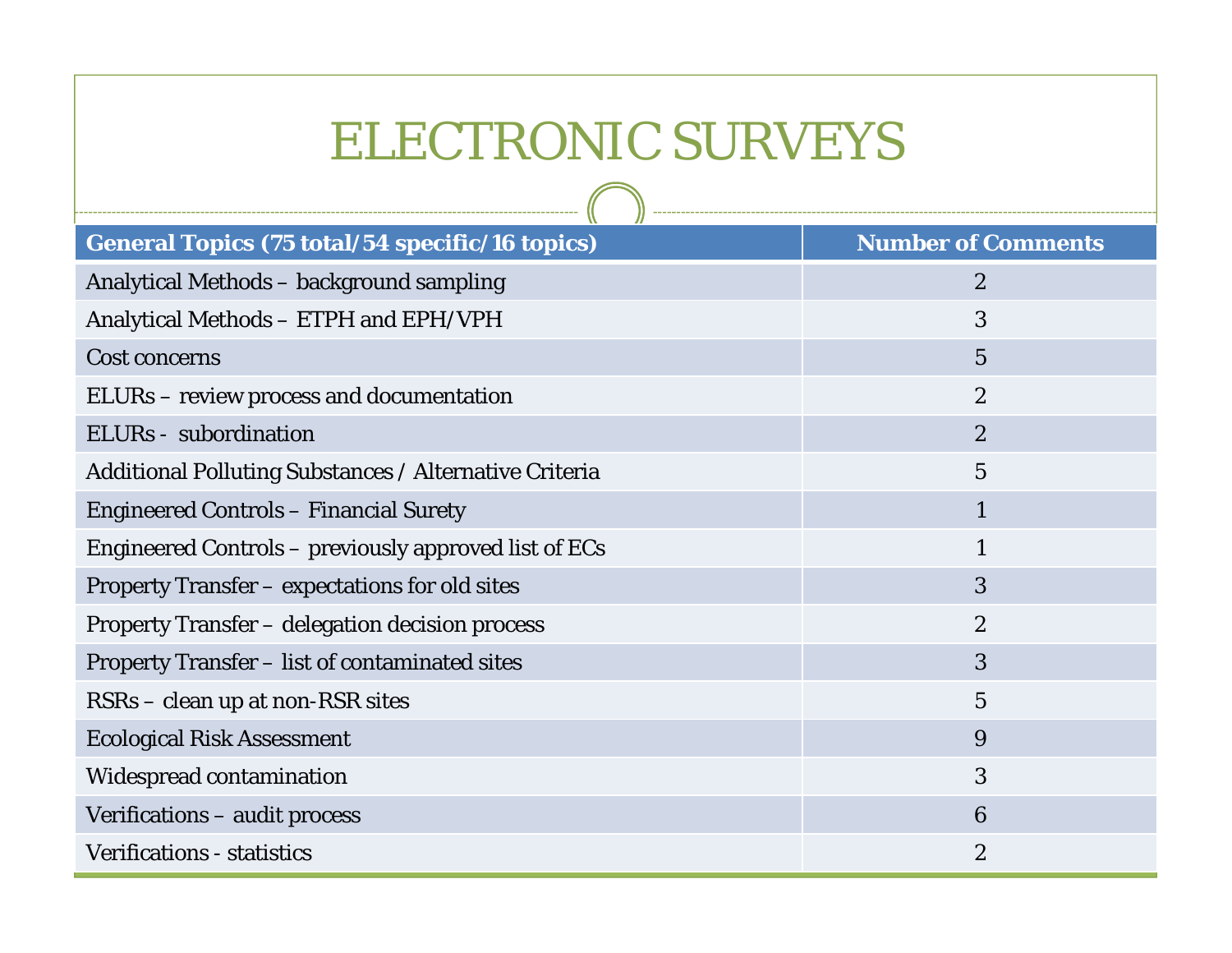# ELECTRONIC SURVEYS

| General Topics (75 total/54 specific/16 topics) | Number of Comments |
|---|---|
| Analytical Methods – background sampling | 2 |
| Analytical Methods – ETPH and EPH/VPH | 3 |
| Cost concerns | 5 |
| ELURs – review process and documentation | 2 |
| ELURs - subordination | 2 |
| Additional Polluting Substances / Alternative Criteria | 5 |
| Engineered Controls – Financial Surety | 1 |
| Engineered Controls – previously approved list of ECs | 1 |
| Property Transfer – expectations for old sites | 3 |
| Property Transfer – delegation decision process | 2 |
| Property Transfer – list of contaminated sites | 3 |
| RSRs – clean up at non-RSR sites | 5 |
| Ecological Risk Assessment | 9 |
| Widespread contamination | 3 |
| Verifications – audit process | 6 |
| Verifications - statistics | 2 |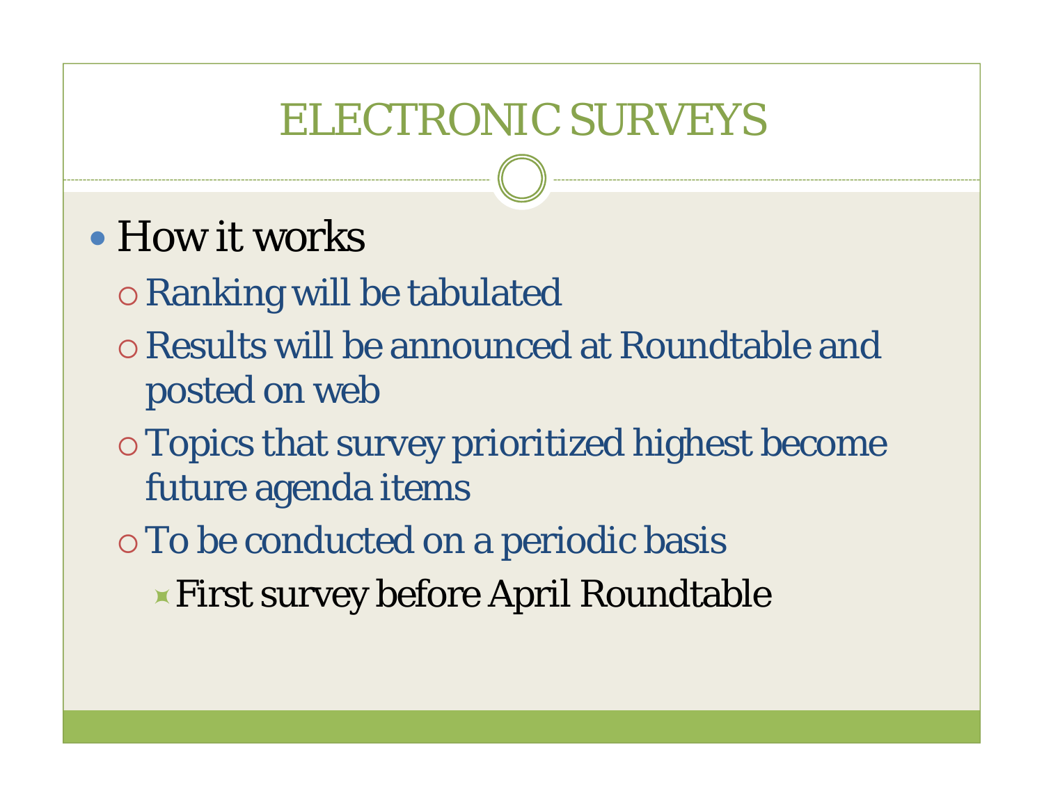# ELECTRONIC SURVEYS

- How it works
  - Ranking will be tabulated
  - Results will be announced at Roundtable and posted on web
  - Topics that survey prioritized highest become future agenda items
  - To be conducted on a periodic basis
    - First survey before April Roundtable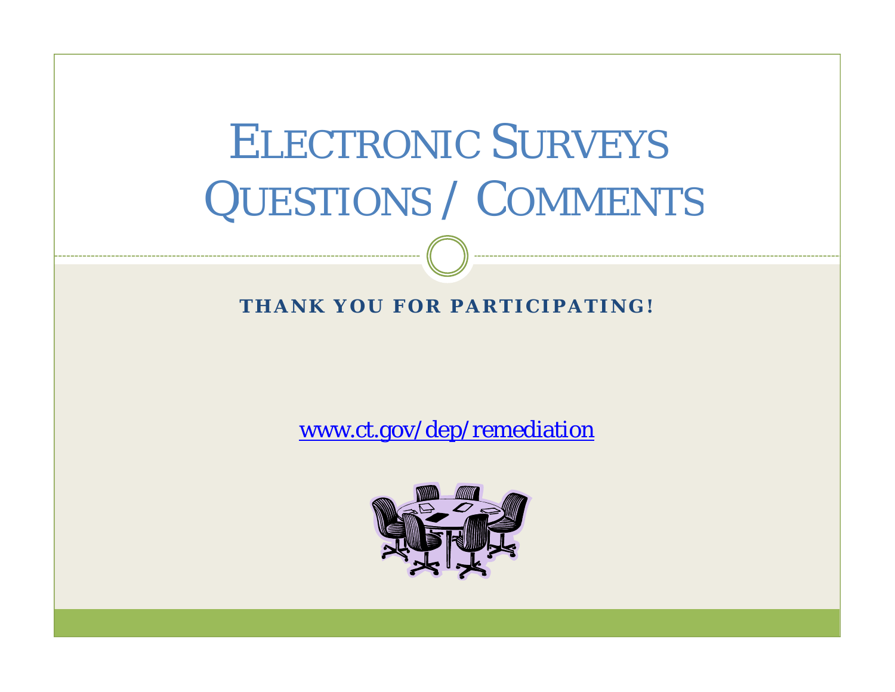# Electronic Surveys Questions / Comments

**THANK YOU FOR PARTICIPATING!**

www.ct.gov/dep/remediation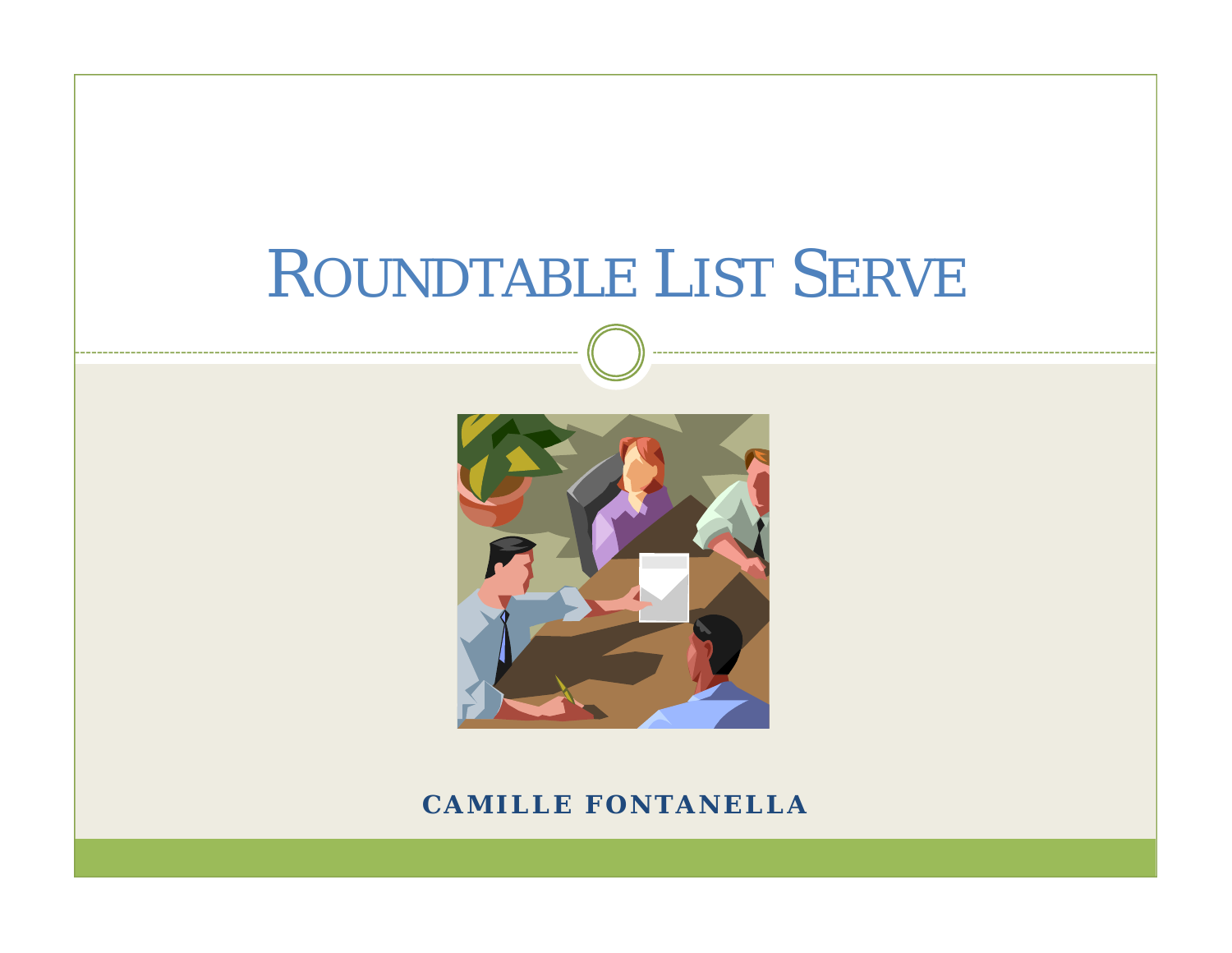# Roundtable List Serve

**Camille Fontanella**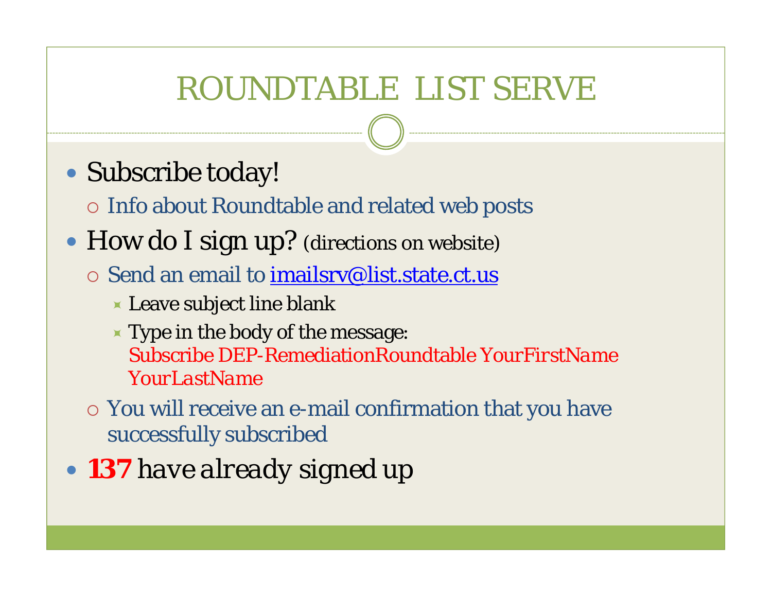# ROUNDTABLE LIST SERVE

- Subscribe today!
  - Info about Roundtable and related web posts
- How do I sign up? (directions on website)
  - Send an email to imailsrv@list.state.ct.us
    - Leave subject line blank
    - Type in the body of the message:
      Subscribe DEP-RemediationRoundtable *YourFirstName YourLastName*
  - You will receive an e-mail confirmation that you have successfully subscribed
- ***137*** *have already signed up*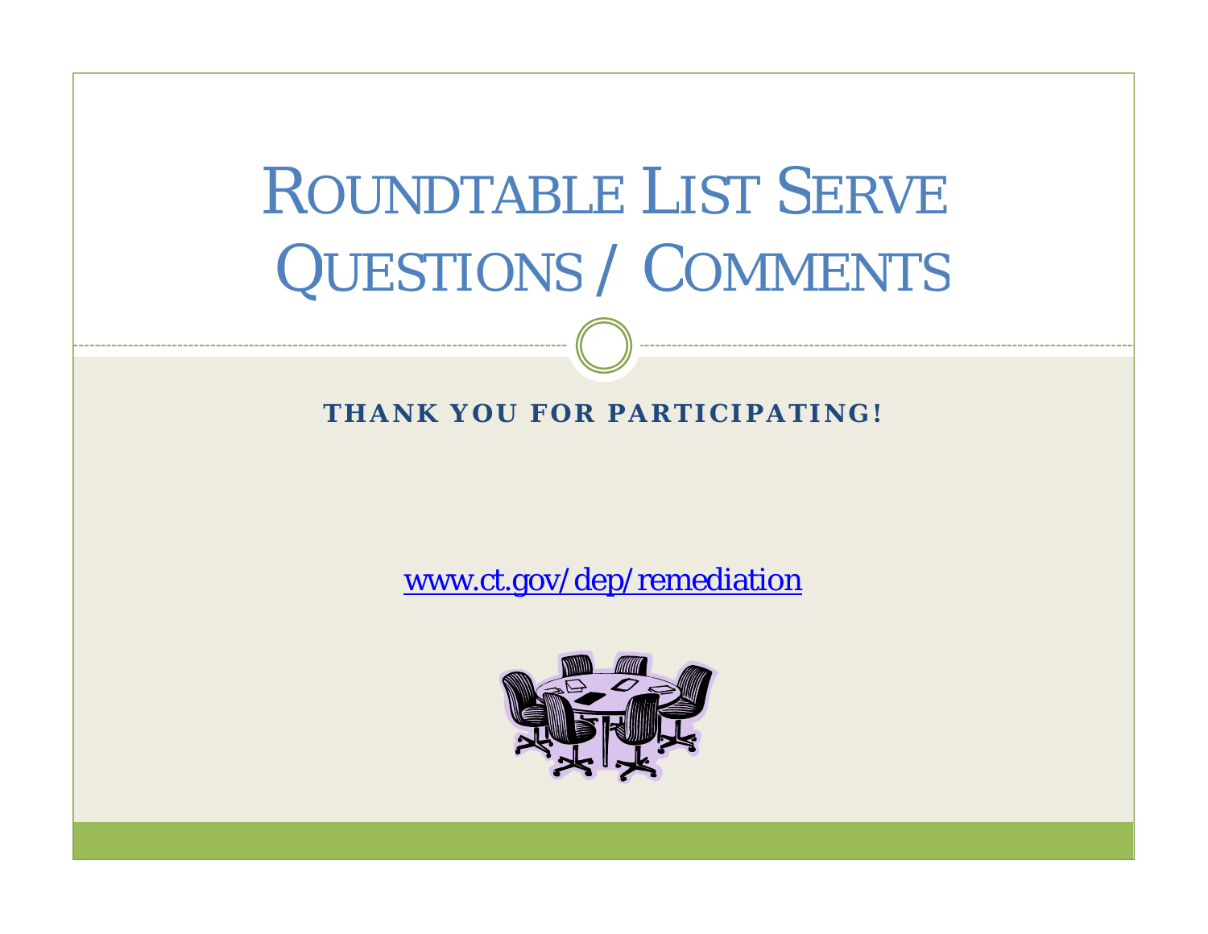# Roundtable List Serve Questions / Comments

**THANK YOU FOR PARTICIPATING!**

www.ct.gov/dep/remediation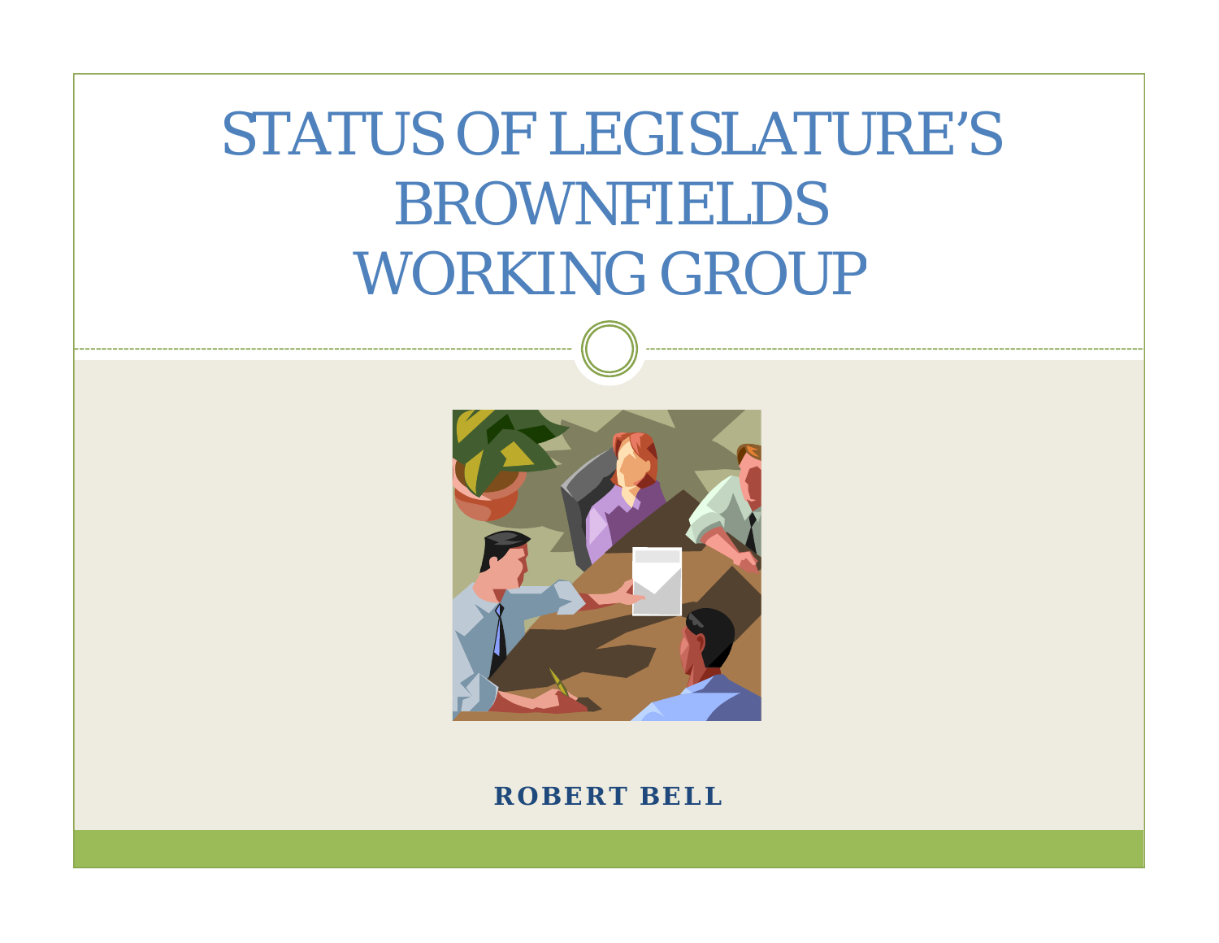# STATUS OF LEGISLATURE'S BROWNFIELDS WORKING GROUP

**ROBERT BELL**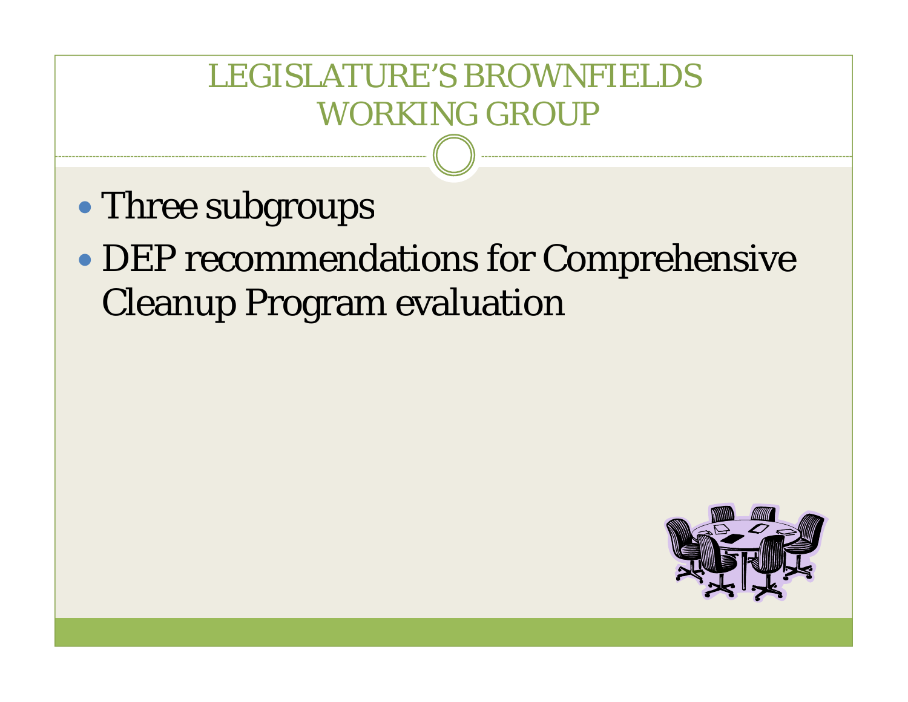# LEGISLATURE'S BROWNFIELDS WORKING GROUP

- Three subgroups
- DEP recommendations for Comprehensive Cleanup Program evaluation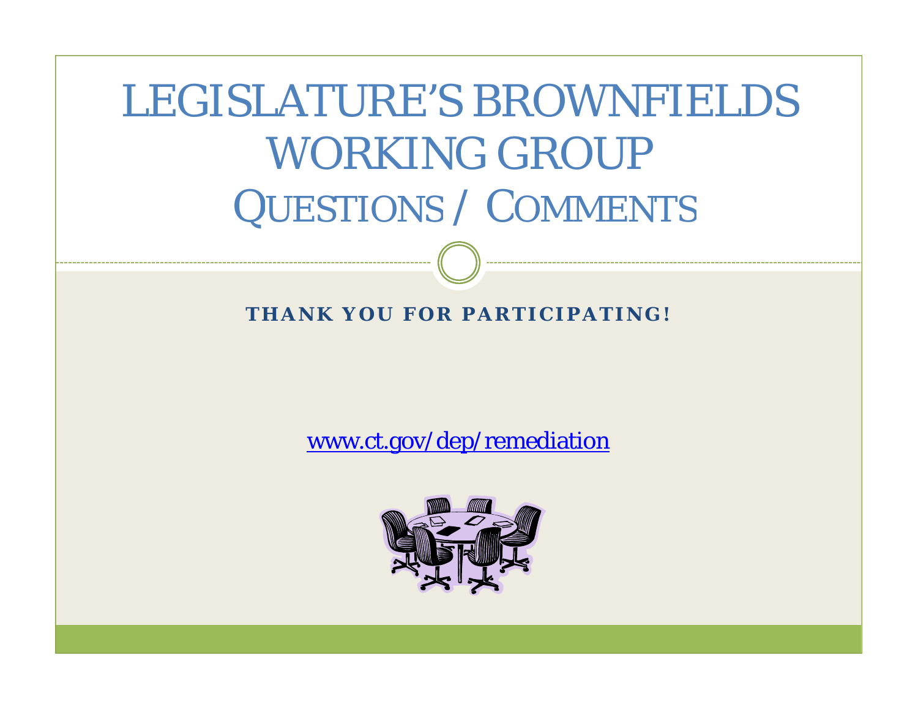# LEGISLATURE'S BROWNFIELDS WORKING GROUP

## QUESTIONS / COMMENTS

**THANK YOU FOR PARTICIPATING!**

[www.ct.gov/dep/remediation](http://www.ct.gov/dep/remediation)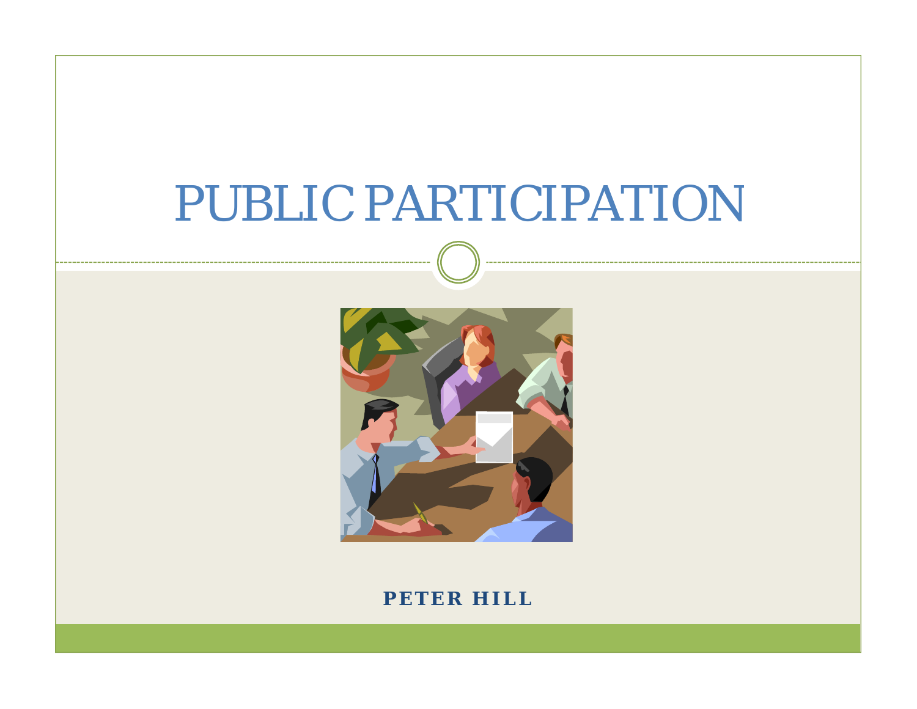# PUBLIC PARTICIPATION

**PETER HILL**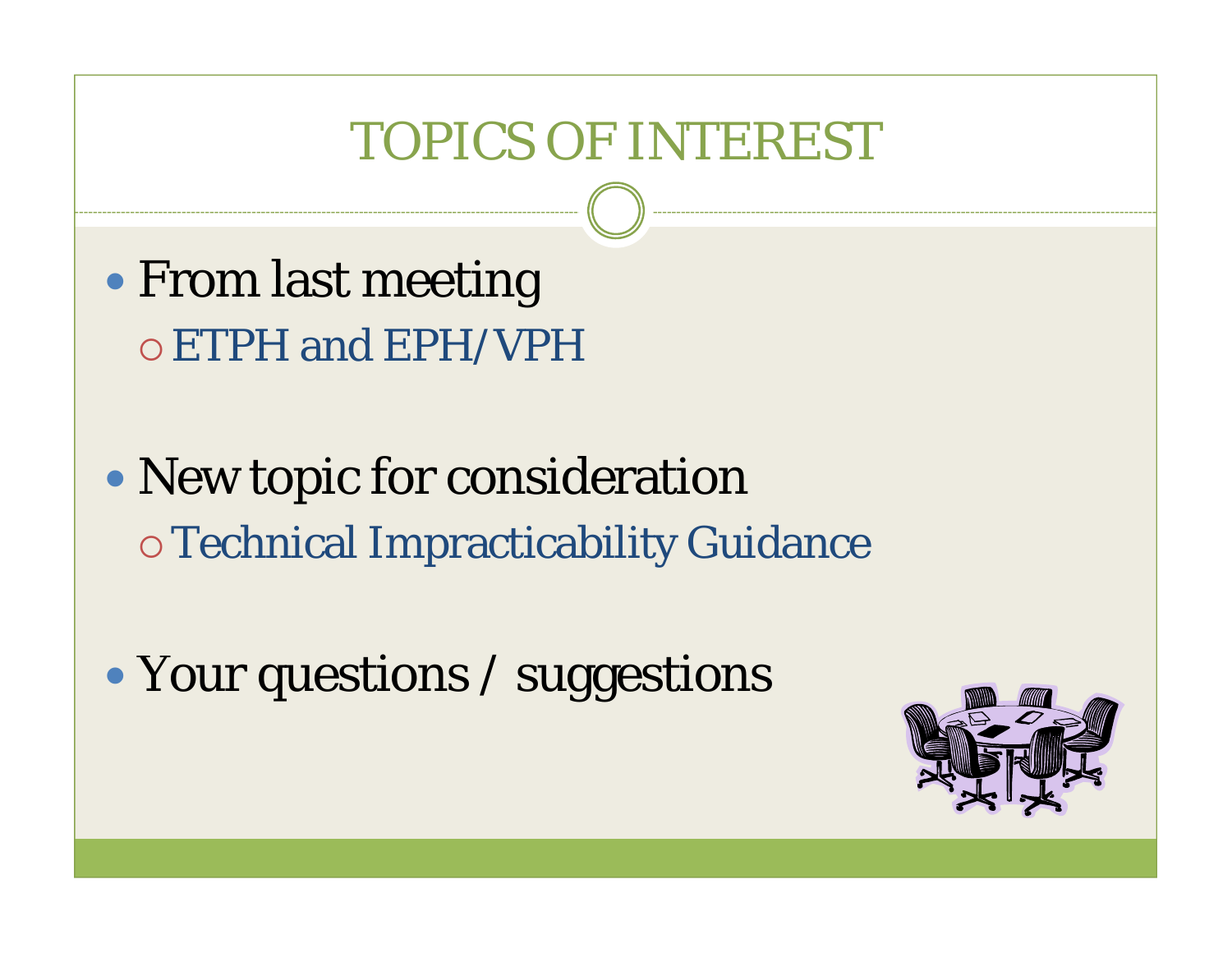# TOPICS OF INTEREST

- From last meeting
  - ETPH and EPH/VPH
- New topic for consideration
  - Technical Impracticability Guidance
- Your questions / suggestions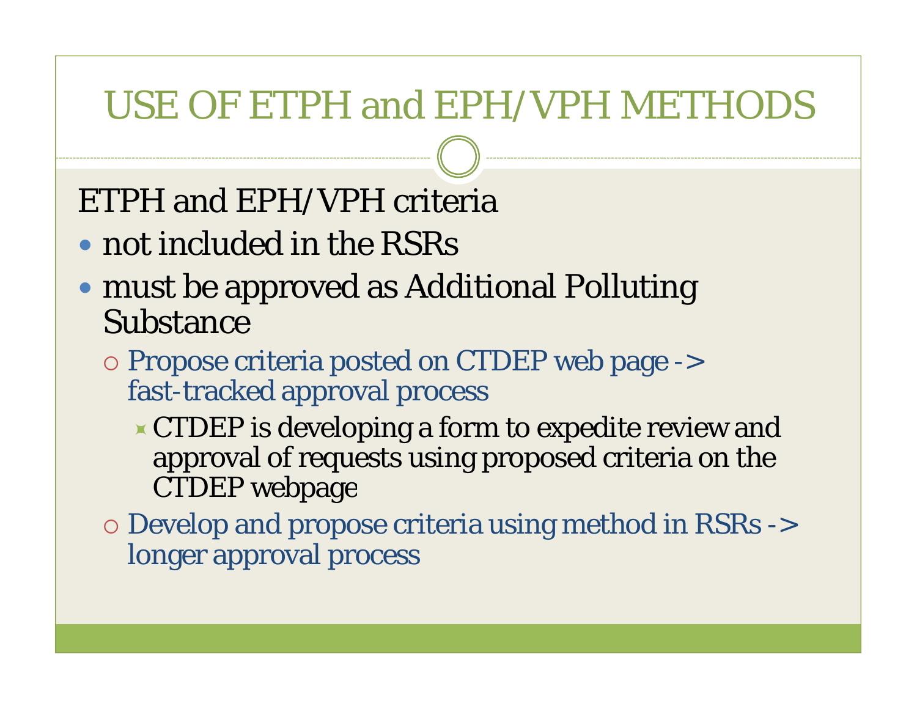# USE OF ETPH and EPH/VPH METHODS

ETPH and EPH/VPH criteria

- not included in the RSRs
- must be approved as Additional Polluting Substance
  - Propose criteria posted on CTDEP web page -> fast-tracked approval process
    - CTDEP is developing a form to expedite review and approval of requests using proposed criteria on the CTDEP webpage
  - Develop and propose criteria using method in RSRs -> longer approval process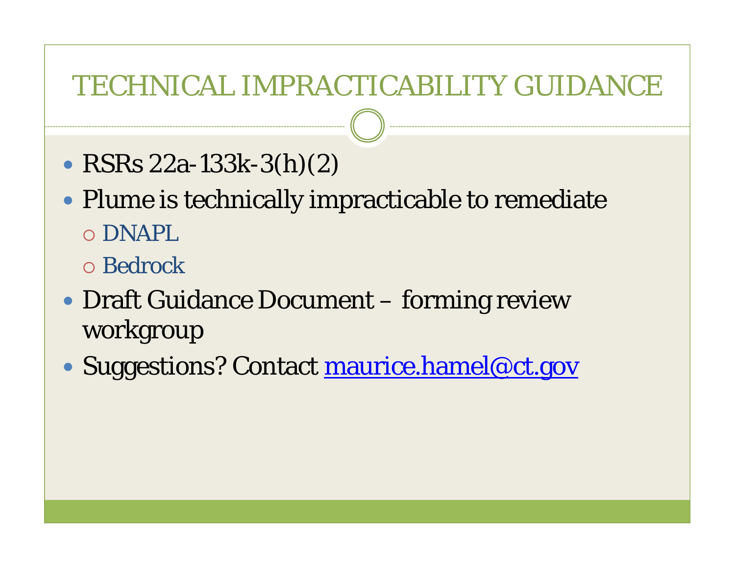# TECHNICAL IMPRACTICABILITY GUIDANCE

- RSRs 22a-133k-3(h)(2)
- Plume is technically impracticable to remediate
  - DNAPL
  - Bedrock
- Draft Guidance Document – forming review workgroup
- Suggestions? Contact maurice.hamel@ct.gov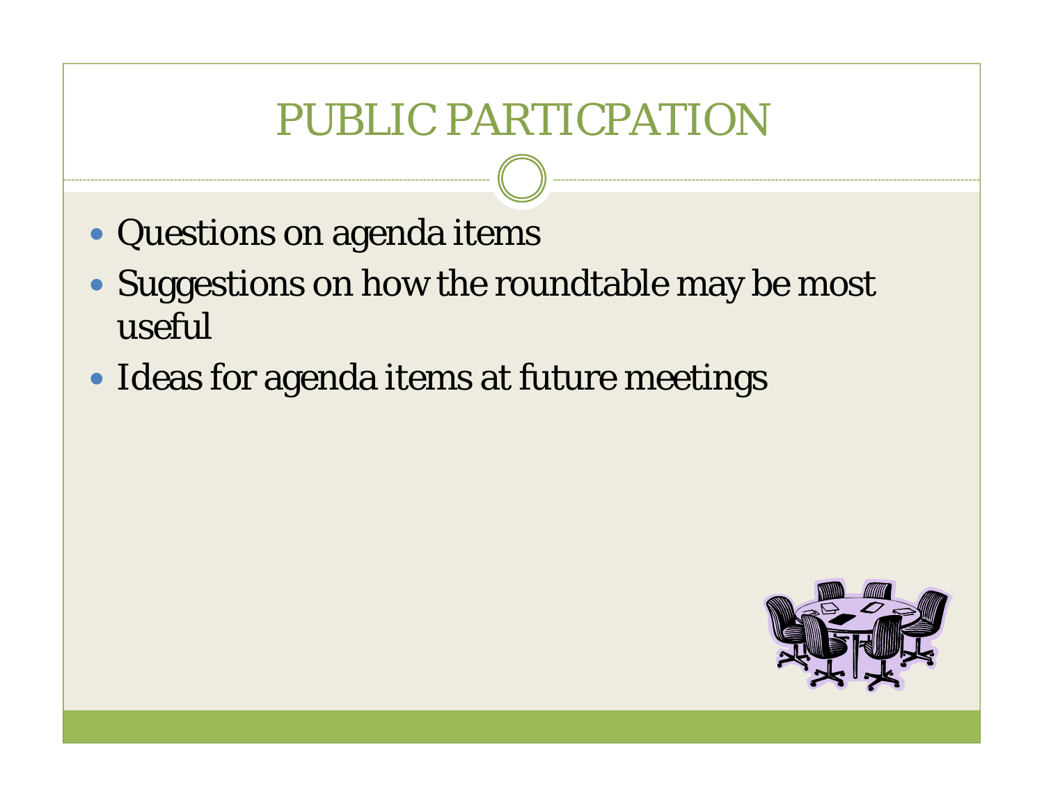# PUBLIC PARTICPATION

- Questions on agenda items
- Suggestions on how the roundtable may be most useful
- Ideas for agenda items at future meetings